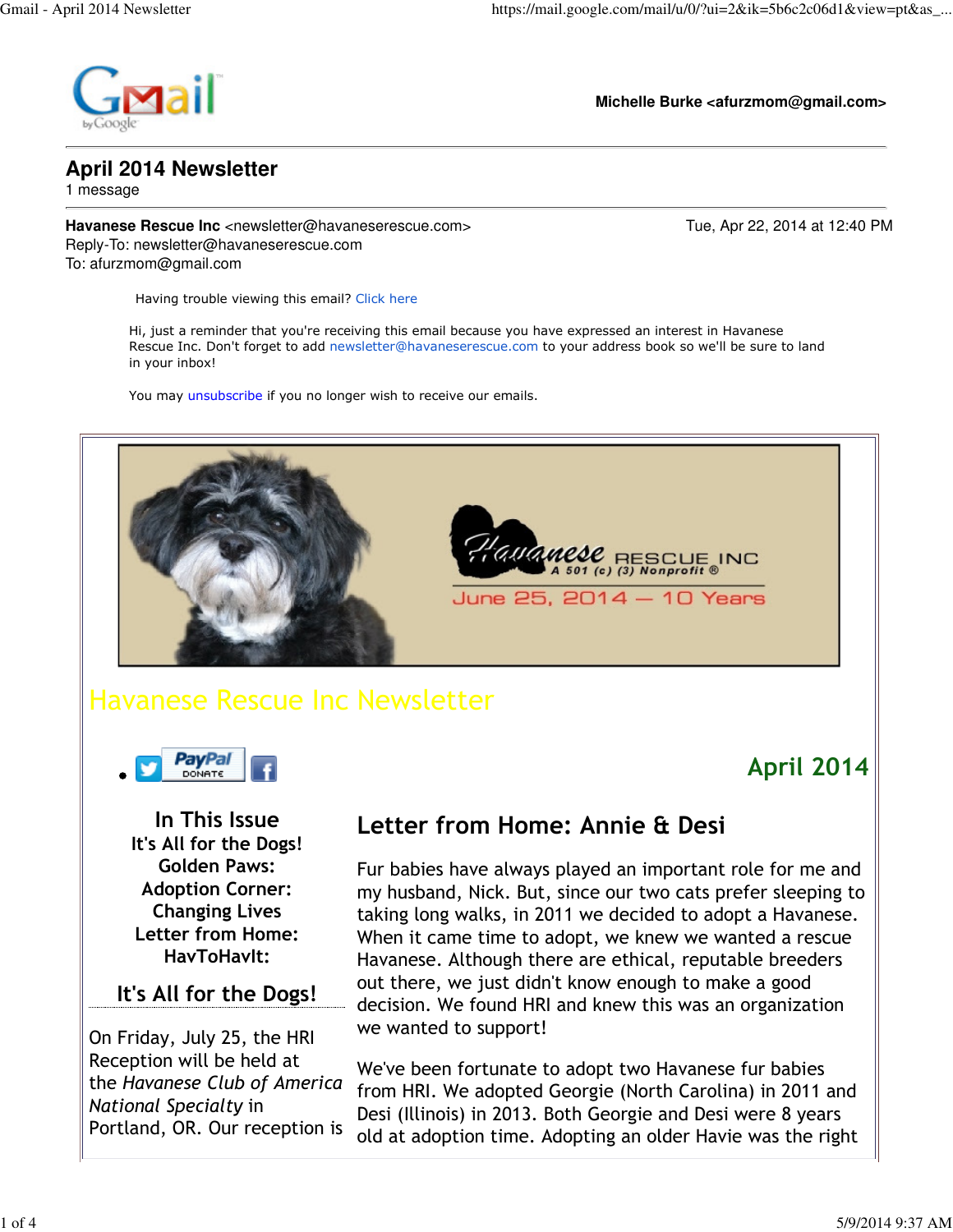Michelle Burke <afurzmom@gmail.com>

# April 2014 Newsletter

1 message

**Havanese Rescue Inc** <newsletter@havaneserescue.com>
Reply-To: newsletter@havaneserescue.com
To: afurzmom@gmail.com

Tue, Apr 22, 2014 at 12:40 PM

Having trouble viewing this email? Click here

Hi, just a reminder that you're receiving this email because you have expressed an interest in Havanese Rescue Inc. Don't forget to add newsletter@havaneserescue.com to your address book so we'll be sure to land in your inbox!

You may unsubscribe if you no longer wish to receive our emails.

Havanese RESCUE INC
A 501 (c) (3) Nonprofit ®
June 25, 2014 — 10 Years

## Havanese Rescue Inc Newsletter

**April 2014**

### In This Issue

- It's All for the Dogs!
- Golden Paws:
- Adoption Corner: Changing Lives
- Letter from Home:
- HavToHavIt:

### It's All for the Dogs!

On Friday, July 25, the HRI Reception will be held at the *Havanese Club of America National Specialty* in Portland, OR. Our reception is

## Letter from Home: Annie & Desi

Fur babies have always played an important role for me and my husband, Nick. But, since our two cats prefer sleeping to taking long walks, in 2011 we decided to adopt a Havanese. When it came time to adopt, we knew we wanted a rescue Havanese. Although there are ethical, reputable breeders out there, we just didn't know enough to make a good decision. We found HRI and knew this was an organization we wanted to support!

We've been fortunate to adopt two Havanese fur babies from HRI. We adopted Georgie (North Carolina) in 2011 and Desi (Illinois) in 2013. Both Georgie and Desi were 8 years old at adoption time. Adopting an older Havie was the right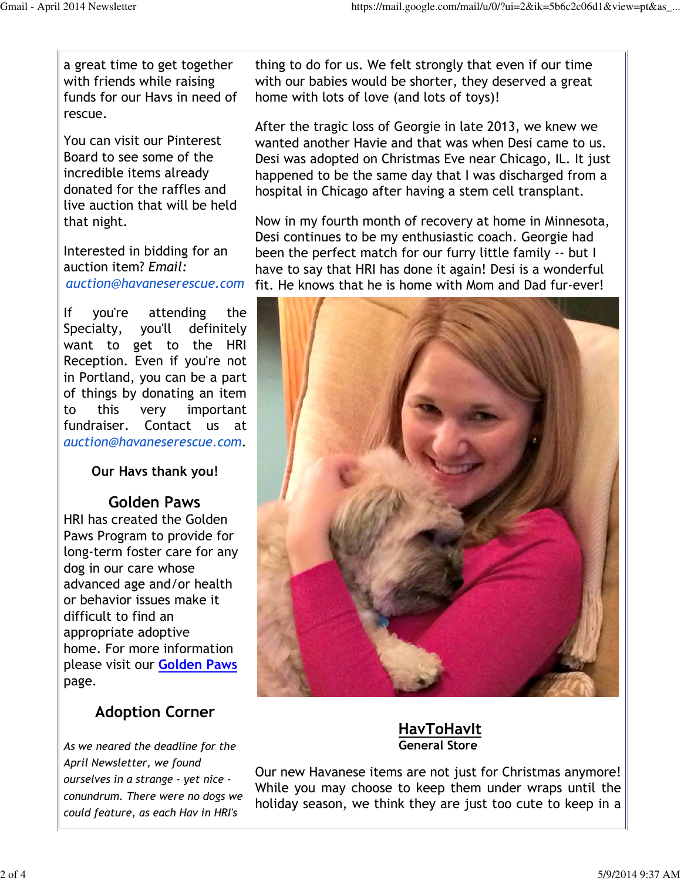a great time to get together with friends while raising funds for our Havs in need of rescue.

You can visit our Pinterest Board to see some of the incredible items already donated for the raffles and live auction that will be held that night.

Interested in bidding for an auction item? *Email:* *auction@havaneserescue.com*

If you're attending the Specialty, you'll definitely want to get to the HRI Reception. Even if you're not in Portland, you can be a part of things by donating an item to this very important fundraiser. Contact us at *auction@havaneserescue.com*.

**Our Havs thank you!**

## Golden Paws

HRI has created the Golden Paws Program to provide for long-term foster care for any dog in our care whose advanced age and/or health or behavior issues make it difficult to find an appropriate adoptive home. For more information please visit our **Golden Paws** page.

## Adoption Corner

*As we neared the deadline for the April Newsletter, we found ourselves in a strange - yet nice - conundrum. There were no dogs we could feature, as each Hav in HRI's*

thing to do for us. We felt strongly that even if our time with our babies would be shorter, they deserved a great home with lots of love (and lots of toys)!

After the tragic loss of Georgie in late 2013, we knew we wanted another Havie and that was when Desi came to us. Desi was adopted on Christmas Eve near Chicago, IL. It just happened to be the same day that I was discharged from a hospital in Chicago after having a stem cell transplant.

Now in my fourth month of recovery at home in Minnesota, Desi continues to be my enthusiastic coach. Georgie had been the perfect match for our furry little family -- but I have to say that HRI has done it again! Desi is a wonderful fit. He knows that he is home with Mom and Dad fur-ever!

## HavToHavIt
**General Store**

Our new Havanese items are not just for Christmas anymore! While you may choose to keep them under wraps until the holiday season, we think they are just too cute to keep in a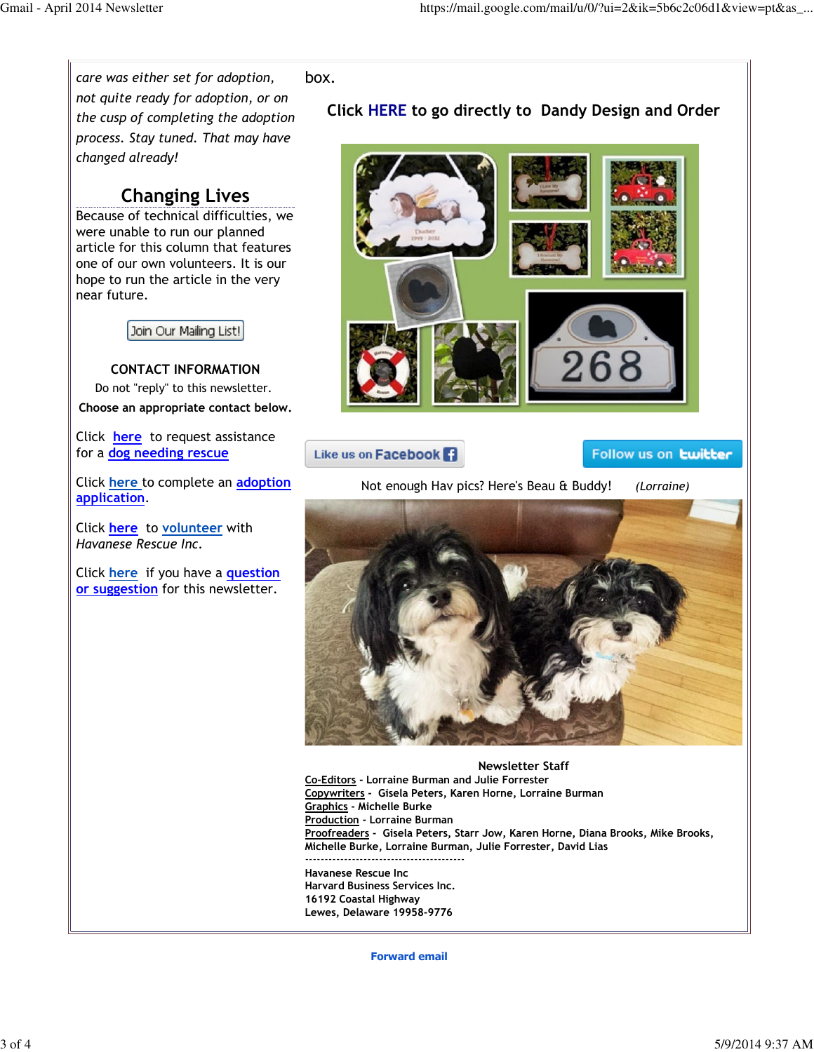*care was either set for adoption, not quite ready for adoption, or on the cusp of completing the adoption process. Stay tuned. That may have changed already!*

## Changing Lives

Because of technical difficulties, we were unable to run our planned article for this column that features one of our own volunteers. It is our hope to run the article in the very near future.

Join Our Mailing List!

**CONTACT INFORMATION**

Do not "reply" to this newsletter.

**Choose an appropriate contact below.**

Click here to request assistance for a dog needing rescue

Click here to complete an adoption application.

Click here to volunteer with *Havanese Rescue Inc.*

Click here if you have a question or suggestion for this newsletter.

box.

**Click HERE to go directly to Dandy Design and Order**

Like us on Facebook

Follow us on twitter

Not enough Hav pics? Here's Beau & Buddy! *(Lorraine)*

**Newsletter Staff**

**Co-Editors** - Lorraine Burman and Julie Forrester
**Copywriters** - Gisela Peters, Karen Horne, Lorraine Burman
**Graphics** - Michelle Burke
**Production** - Lorraine Burman
**Proofreaders** - Gisela Peters, Starr Jow, Karen Horne, Diana Brooks, Mike Brooks, Michelle Burke, Lorraine Burman, Julie Forrester, David Lias

----------------------------------------

Havanese Rescue Inc
Harvard Business Services Inc.
16192 Coastal Highway
Lewes, Delaware 19958-9776

**Forward email**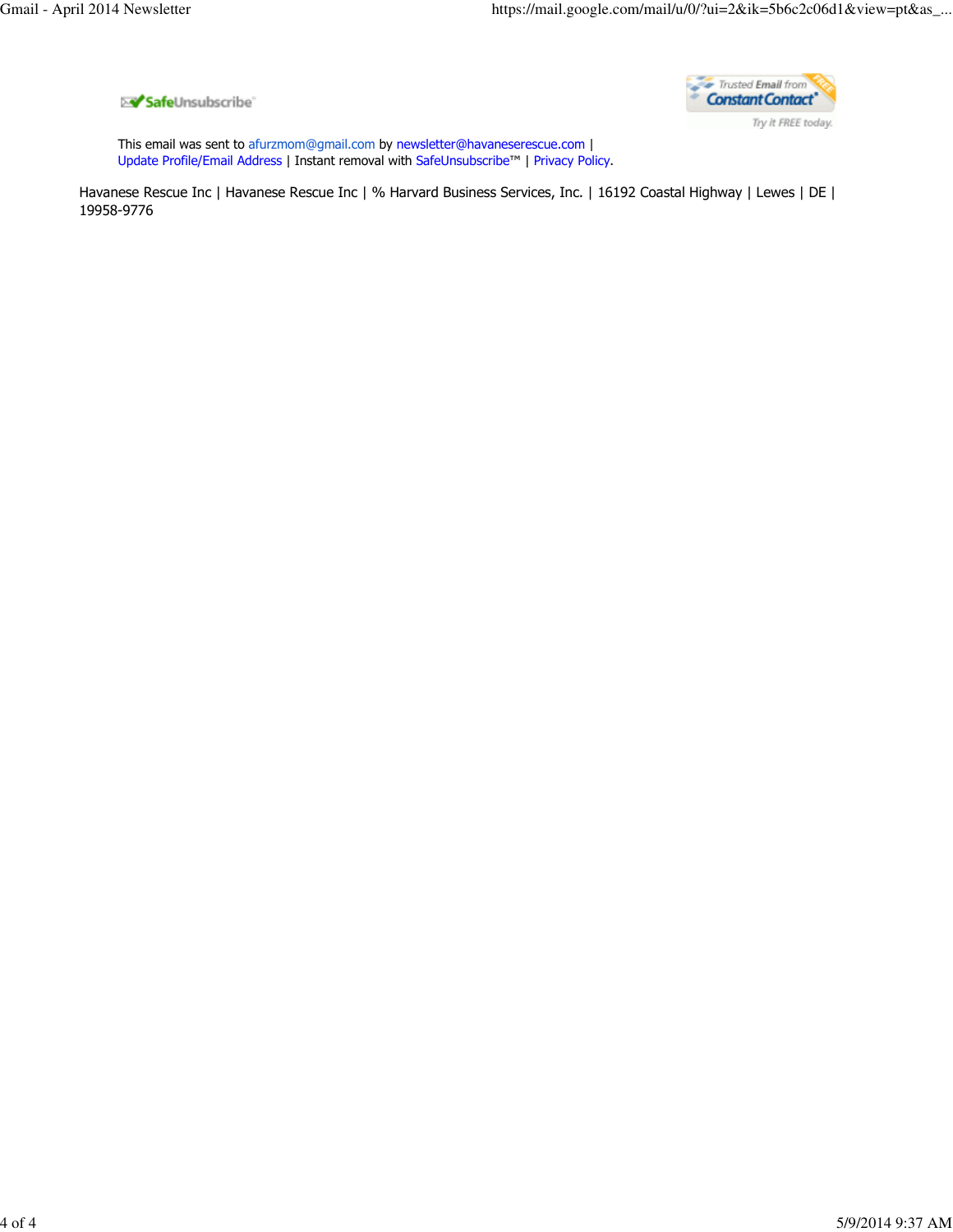SafeUnsubscribe

Trusted Email from Constant Contact
Try it FREE today.

This email was sent to afurzmom@gmail.com by newsletter@havaneserescue.com |
Update Profile/Email Address | Instant removal with SafeUnsubscribe™ | Privacy Policy.

Havanese Rescue Inc | Havanese Rescue Inc | % Harvard Business Services, Inc. | 16192 Coastal Highway | Lewes | DE | 19958-9776